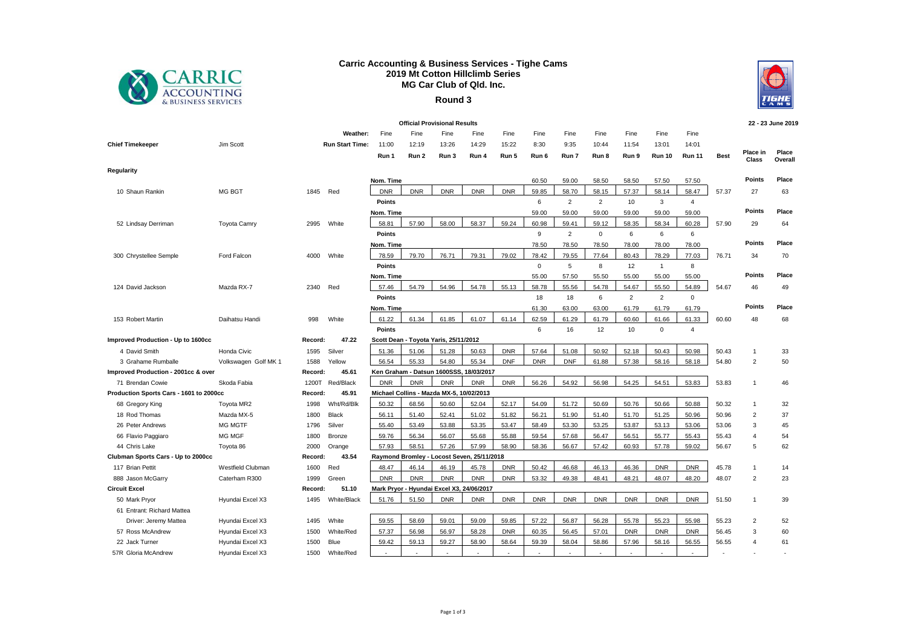# Carric Accounting & Business Services - Tighe Cams
## 2019 Mt Cotton Hillclimb Series
### MG Car Club of Qld. Inc.

**Round 3**

**Official Provisional Results** — 22 - 23 June 2019

| | | | | | | | | | | | | | | | | | | | |
|---|---|---|---|---|---|---|---|---|---|---|---|---|---|---|---|---|---|---|---|
| | | | Weather: | Fine | Fine | Fine | Fine | Fine | Fine | Fine | Fine | Fine | Fine | Fine | | | |
| Chief Timekeeper | Jim Scott | | Run Start Time: | 11:00 | 12:19 | 13:26 | 14:29 | 15:22 | 8:30 | 9:35 | 10:44 | 11:54 | 13:01 | 14:01 | | | |
| | | | | Run 1 | Run 2 | Run 3 | Run 4 | Run 5 | Run 6 | Run 7 | Run 8 | Run 9 | Run 10 | Run 11 | Best | Place in Class | Place Overall |
| **Regularity** | | | | | | | | | | | | | | | | | |
| | | | | Nom. Time | | | | | 60.50 | 59.00 | 58.50 | 58.50 | 57.50 | 57.50 | | Points | Place |
| 10 Shaun Rankin | MG BGT | 1845 | Red | DNR | DNR | DNR | DNR | DNR | 59.85 | 58.70 | 58.15 | 57.37 | 58.14 | 58.47 | 57.37 | 27 | 63 |
| | | | | Points | | | | | 6 | 2 | 2 | 10 | 3 | 4 | | | |
| | | | | Nom. Time | | | | | 59.00 | 59.00 | 59.00 | 59.00 | 59.00 | 59.00 | | Points | Place |
| 52 Lindsay Derriman | Toyota Camry | 2995 | White | 58.81 | 57.90 | 58.00 | 58.37 | 59.24 | 60.98 | 59.41 | 59.12 | 58.35 | 58.34 | 60.28 | 57.90 | 29 | 64 |
| | | | | Points | | | | | 9 | 2 | 0 | 6 | 6 | 6 | | | |
| | | | | Nom. Time | | | | | 78.50 | 78.50 | 78.50 | 78.00 | 78.00 | 78.00 | | Points | Place |
| 300 Chrystellee Semple | Ford Falcon | 4000 | White | 78.59 | 79.70 | 76.71 | 79.31 | 79.02 | 78.42 | 79.55 | 77.64 | 80.43 | 78.29 | 77.03 | 76.71 | 34 | 70 |
| | | | | Points | | | | | 0 | 5 | 8 | 12 | 1 | 8 | | | |
| | | | | Nom. Time | | | | | 55.00 | 57.50 | 55.50 | 55.00 | 55.00 | 55.00 | | Points | Place |
| 124 David Jackson | Mazda RX-7 | 2340 | Red | 57.46 | 54.79 | 54.96 | 54.78 | 55.13 | 58.78 | 55.56 | 54.78 | 54.67 | 55.50 | 54.89 | 54.67 | 46 | 49 |
| | | | | Points | | | | | 18 | 18 | 6 | 2 | 2 | 0 | | | |
| | | | | Nom. Time | | | | | 61.30 | 63.00 | 63.00 | 61.79 | 61.79 | 61.79 | | Points | Place |
| 153 Robert Martin | Daihatsu Handi | 998 | White | 61.22 | 61.34 | 61.85 | 61.07 | 61.14 | 62.59 | 61.29 | 61.79 | 60.60 | 61.66 | 61.33 | 60.60 | 48 | 68 |
| | | | | Points | | | | | 6 | 16 | 12 | 10 | 0 | 4 | | | |
| **Improved Production - Up to 1600cc** | | Record: | 47.22 | Scott Dean - Toyota Yaris, 25/11/2012 | | | | | | | | | | | | | |
| 4 David Smith | Honda Civic | 1595 | Silver | 51.36 | 51.06 | 51.28 | 50.63 | DNR | 57.64 | 51.08 | 50.92 | 52.18 | 50.43 | 50.98 | 50.43 | 1 | 33 |
| 3 Grahame Rumballe | Volkswagen Golf MK 1 | 1588 | Yellow | 56.54 | 55.33 | 54.80 | 55.34 | DNF | DNR | DNF | 61.88 | 57.38 | 58.16 | 58.18 | 54.80 | 2 | 50 |
| **Improved Production - 2001cc & over** | | Record: | 45.61 | Ken Graham - Datsun 1600SSS, 18/03/2017 | | | | | | | | | | | | | |
| 71 Brendan Cowie | Skoda Fabia | 1200T | Red/Black | DNR | DNR | DNR | DNR | DNR | 56.26 | 54.92 | 56.98 | 54.25 | 54.51 | 53.83 | 53.83 | 1 | 46 |
| **Production Sports Cars - 1601 to 2000cc** | | Record: | 45.91 | Michael Collins - Mazda MX-5, 10/02/2013 | | | | | | | | | | | | | |
| 68 Gregory King | Toyota MR2 | 1998 | Wht/Rd/Blk | 50.32 | 68.56 | 50.60 | 52.04 | 52.17 | 54.09 | 51.72 | 50.69 | 50.76 | 50.66 | 50.88 | 50.32 | 1 | 32 |
| 18 Rod Thomas | Mazda MX-5 | 1800 | Black | 56.11 | 51.40 | 52.41 | 51.02 | 51.82 | 56.21 | 51.90 | 51.40 | 51.70 | 51.25 | 50.96 | 50.96 | 2 | 37 |
| 26 Peter Andrews | MG MGTF | 1796 | Silver | 55.40 | 53.49 | 53.88 | 53.35 | 53.47 | 58.49 | 53.30 | 53.25 | 53.87 | 53.13 | 53.06 | 53.06 | 3 | 45 |
| 66 Flavio Paggiaro | MG MGF | 1800 | Bronze | 59.76 | 56.34 | 56.07 | 55.68 | 55.88 | 59.54 | 57.68 | 56.47 | 56.51 | 55.77 | 55.43 | 55.43 | 4 | 54 |
| 44 Chris Lake | Toyota 86 | 2000 | Orange | 57.93 | 58.51 | 57.26 | 57.99 | 58.90 | 58.36 | 56.67 | 57.42 | 60.93 | 57.78 | 59.02 | 56.67 | 5 | 62 |
| **Clubman Sports Cars - Up to 2000cc** | | Record: | 43.54 | Raymond Bromley - Locost Seven, 25/11/2018 | | | | | | | | | | | | | |
| 117 Brian Pettit | Westfield Clubman | 1600 | Red | 48.47 | 46.14 | 46.19 | 45.78 | DNR | 50.42 | 46.68 | 46.13 | 46.36 | DNR | DNR | 45.78 | 1 | 14 |
| 888 Jason McGarry | Caterham R300 | 1999 | Green | DNR | DNR | DNR | DNR | DNR | 53.32 | 49.38 | 48.41 | 48.21 | 48.07 | 48.20 | 48.07 | 2 | 23 |
| **Circuit Excel** | | Record: | 51.10 | Mark Pryor - Hyundai Excel X3, 24/06/2017 | | | | | | | | | | | | | |
| 50 Mark Pryor | Hyundai Excel X3 | 1495 | White/Black | 51.76 | 51.50 | DNR | DNR | DNR | DNR | DNR | DNR | DNR | DNR | DNR | 51.50 | 1 | 39 |
| 61 Entrant: Richard Mattea | | | | | | | | | | | | | | | | | |
| Driver: Jeremy Mattea | Hyundai Excel X3 | 1495 | White | 59.55 | 58.69 | 59.01 | 59.09 | 59.85 | 57.22 | 56.87 | 56.28 | 55.78 | 55.23 | 55.98 | 55.23 | 2 | 52 |
| 57 Ross McAndrew | Hyundai Excel X3 | 1500 | White/Red | 57.37 | 56.98 | 56.97 | 58.28 | DNR | 60.35 | 56.45 | 57.01 | DNR | DNR | DNR | 56.45 | 3 | 60 |
| 22 Jack Turner | Hyundai Excel X3 | 1500 | Blue | 59.42 | 59.13 | 59.27 | 58.90 | 58.64 | 59.39 | 58.04 | 58.86 | 57.96 | 58.16 | 56.55 | 56.55 | 4 | 61 |
| 57R Gloria McAndrew | Hyundai Excel X3 | 1500 | White/Red | - | - | - | - | - | - | - | - | - | - | - | - | - | - |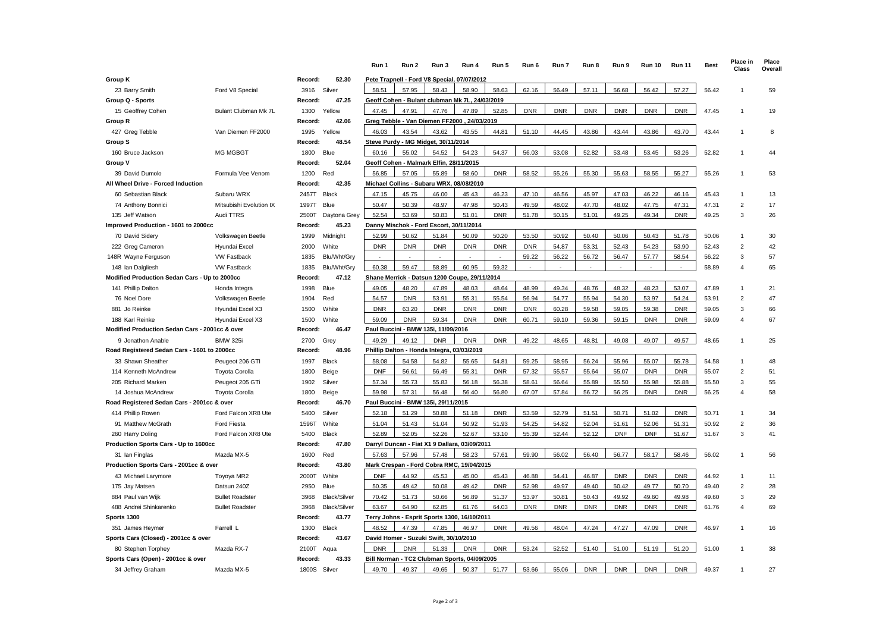| | | | | Run 1 | Run 2 | Run 3 | Run 4 | Run 5 | Run 6 | Run 7 | Run 8 | Run 9 | Run 10 | Run 11 | Best | Place in Class | Place Overall |
|---|---|---|---|---|---|---|---|---|---|---|---|---|---|---|---|---|---|
| **Group K** | | Record: | 52.30 | Pete Trapnell - Ford V8 Special, 07/07/2012 | | | | | | | | | | | | | |
| 23 Barry Smith | Ford V8 Special | 3916 | Silver | 58.51 | 57.95 | 58.43 | 58.90 | 58.63 | 62.16 | 56.49 | 57.11 | 56.68 | 56.42 | 57.27 | 56.42 | 1 | 59 |
| **Group Q - Sports** | | Record: | 47.25 | Geoff Cohen - Bulant clubman Mk 7L, 24/03/2019 | | | | | | | | | | | | | |
| 15 Geoffrey Cohen | Bulant Clubman Mk 7L | 1300 | Yellow | 47.45 | 47.91 | 47.76 | 47.89 | 52.85 | DNR | DNR | DNR | DNR | DNR | DNR | 47.45 | 1 | 19 |
| **Group R** | | Record: | 42.06 | Greg Tebble - Van Diemen FF2000 , 24/03/2019 | | | | | | | | | | | | | |
| 427 Greg Tebble | Van Diemen FF2000 | 1995 | Yellow | 46.03 | 43.54 | 43.62 | 43.55 | 44.81 | 51.10 | 44.45 | 43.86 | 43.44 | 43.86 | 43.70 | 43.44 | 1 | 8 |
| **Group S** | | Record: | 48.54 | Steve Purdy - MG Midget, 30/11/2014 | | | | | | | | | | | | | |
| 160 Bruce Jackson | MG MGBGT | 1800 | Blue | 60.16 | 55.02 | 54.52 | 54.23 | 54.37 | 56.03 | 53.08 | 52.82 | 53.48 | 53.45 | 53.26 | 52.82 | 1 | 44 |
| **Group V** | | Record: | 52.04 | Geoff Cohen - Malmark Elfin, 28/11/2015 | | | | | | | | | | | | | |
| 39 David Dumolo | Formula Vee Venom | 1200 | Red | 56.85 | 57.05 | 55.89 | 58.60 | DNR | 58.52 | 55.26 | 55.30 | 55.63 | 58.55 | 55.27 | 55.26 | 1 | 53 |
| **All Wheel Drive - Forced Induction** | | Record: | 42.35 | Michael Collins - Subaru WRX, 08/08/2010 | | | | | | | | | | | | | |
| 60 Sebastian Black | Subaru WRX | 2457T | Black | 47.15 | 45.75 | 46.00 | 45.43 | 46.23 | 47.10 | 46.56 | 45.97 | 47.03 | 46.22 | 46.16 | 45.43 | 1 | 13 |
| 74 Anthony Bonnici | Mitsubishi Evolution IX | 1997T | Blue | 50.47 | 50.39 | 48.97 | 47.98 | 50.43 | 49.59 | 48.02 | 47.70 | 48.02 | 47.75 | 47.31 | 47.31 | 2 | 17 |
| 135 Jeff Watson | Audi TTRS | 2500T | Daytona Grey | 52.54 | 53.69 | 50.83 | 51.01 | DNR | 51.78 | 50.15 | 51.01 | 49.25 | 49.34 | DNR | 49.25 | 3 | 26 |
| **Improved Production - 1601 to 2000cc** | | Record: | 45.23 | Danny Mischok - Ford Escort, 30/11/2014 | | | | | | | | | | | | | |
| 70 David Sidery | Volkswagen Beetle | 1999 | Midnight | 52.99 | 50.62 | 51.84 | 50.09 | 50.20 | 53.50 | 50.92 | 50.40 | 50.06 | 50.43 | 51.78 | 50.06 | 1 | 30 |
| 222 Greg Cameron | Hyundai Excel | 2000 | White | DNR | DNR | DNR | DNR | DNR | DNR | 54.87 | 53.31 | 52.43 | 54.23 | 53.90 | 52.43 | 2 | 42 |
| 148R Wayne Ferguson | VW Fastback | 1835 | Blu/Wht/Gry | - | - | - | - | - | 59.22 | 56.22 | 56.72 | 56.47 | 57.77 | 58.54 | 56.22 | 3 | 57 |
| 148 Ian Dalgliesh | VW Fastback | 1835 | Blu/Wht/Gry | 60.38 | 59.47 | 58.89 | 60.95 | 59.32 | - | - | - | - | - | - | 58.89 | 4 | 65 |
| **Modified Production Sedan Cars - Up to 2000cc** | | Record: | 47.12 | Shane Merrick - Datsun 1200 Coupe, 29/11/2014 | | | | | | | | | | | | | |
| 141 Phillip Dalton | Honda Integra | 1998 | Blue | 49.05 | 48.20 | 47.89 | 48.03 | 48.64 | 48.99 | 49.34 | 48.76 | 48.32 | 48.23 | 53.07 | 47.89 | 1 | 21 |
| 76 Noel Dore | Volkswagen Beetle | 1904 | Red | 54.57 | DNR | 53.91 | 55.31 | 55.54 | 56.94 | 54.77 | 55.94 | 54.30 | 53.97 | 54.24 | 53.91 | 2 | 47 |
| 881 Jo Reinke | Hyundai Excel X3 | 1500 | White | DNR | 63.20 | DNR | DNR | DNR | DNR | 60.28 | 59.58 | 59.05 | 59.38 | DNR | 59.05 | 3 | 66 |
| 188 Karl Reinke | Hyundai Excel X3 | 1500 | White | 59.09 | DNR | 59.34 | DNR | DNR | 60.71 | 59.10 | 59.36 | 59.15 | DNR | DNR | 59.09 | 4 | 67 |
| **Modified Production Sedan Cars - 2001cc & over** | | Record: | 46.47 | Paul Buccini - BMW 135i, 11/09/2016 | | | | | | | | | | | | | |
| 9 Jonathon Anable | BMW 325i | 2700 | Grey | 49.29 | 49.12 | DNR | DNR | DNR | 49.22 | 48.65 | 48.81 | 49.08 | 49.07 | 49.57 | 48.65 | 1 | 25 |
| **Road Registered Sedan Cars - 1601 to 2000cc** | | Record: | 48.96 | Phillip Dalton - Honda Integra, 03/03/2019 | | | | | | | | | | | | | |
| 33 Shawn Sheather | Peugeot 206 GTI | 1997 | Black | 58.08 | 54.58 | 54.82 | 55.65 | 54.81 | 59.25 | 58.95 | 56.24 | 55.96 | 55.07 | 55.78 | 54.58 | 1 | 48 |
| 114 Kenneth McAndrew | Toyota Corolla | 1800 | Beige | DNF | 56.61 | 56.49 | 55.31 | DNR | 57.32 | 55.57 | 55.64 | 55.07 | DNR | DNR | 55.07 | 2 | 51 |
| 205 Richard Marken | Peugeot 205 GTi | 1902 | Silver | 57.34 | 55.73 | 55.83 | 56.18 | 56.38 | 58.61 | 56.64 | 55.89 | 55.50 | 55.98 | 55.88 | 55.50 | 3 | 55 |
| 14 Joshua McAndrew | Toyota Corolla | 1800 | Beige | 59.98 | 57.31 | 56.48 | 56.40 | 56.80 | 67.07 | 57.84 | 56.72 | 56.25 | DNR | DNR | 56.25 | 4 | 58 |
| **Road Registered Sedan Cars - 2001cc & over** | | Record: | 46.70 | Paul Buccini - BMW 135i, 29/11/2015 | | | | | | | | | | | | | |
| 414 Phillip Rowen | Ford Falcon XR8 Ute | 5400 | Silver | 52.18 | 51.29 | 50.88 | 51.18 | DNR | 53.59 | 52.79 | 51.51 | 50.71 | 51.02 | DNR | 50.71 | 1 | 34 |
| 91 Matthew McGrath | Ford Fiesta | 1596T | White | 51.04 | 51.43 | 51.04 | 50.92 | 51.93 | 54.25 | 54.82 | 52.04 | 51.61 | 52.06 | 51.31 | 50.92 | 2 | 36 |
| 260 Harry Doling | Ford Falcon XR8 Ute | 5400 | Black | 52.89 | 52.05 | 52.26 | 52.67 | 53.10 | 55.39 | 52.44 | 52.12 | DNF | DNF | 51.67 | 51.67 | 3 | 41 |
| **Production Sports Cars - Up to 1600cc** | | Record: | 47.80 | Darryl Duncan - Fiat X1 9 Dallara, 03/09/2011 | | | | | | | | | | | | | |
| 31 Ian Finglas | Mazda MX-5 | 1600 | Red | 57.63 | 57.96 | 57.48 | 58.23 | 57.61 | 59.90 | 56.02 | 56.40 | 56.77 | 58.17 | 58.46 | 56.02 | 1 | 56 |
| **Production Sports Cars - 2001cc & over** | | Record: | 43.80 | Mark Crespan - Ford Cobra RMC, 19/04/2015 | | | | | | | | | | | | | |
| 43 Michael Larymore | Toyoya MR2 | 2000T | White | DNF | 44.92 | 45.53 | 45.00 | 45.43 | 46.88 | 54.41 | 46.87 | DNR | DNR | DNR | 44.92 | 1 | 11 |
| 175 Jay Matsen | Datsun 240Z | 2950 | Blue | 50.35 | 49.42 | 50.08 | 49.42 | DNR | 52.98 | 49.97 | 49.40 | 50.42 | 49.77 | 50.70 | 49.40 | 2 | 28 |
| 884 Paul van Wijk | Bullet Roadster | 3968 | Black/Silver | 70.42 | 51.73 | 50.66 | 56.89 | 51.37 | 53.97 | 50.81 | 50.43 | 49.92 | 49.60 | 49.98 | 49.60 | 3 | 29 |
| 488 Andrei Shinkarenko | Bullet Roadster | 3968 | Black/Silver | 63.67 | 64.90 | 62.85 | 61.76 | 64.03 | DNR | DNR | DNR | DNR | DNR | DNR | 61.76 | 4 | 69 |
| **Sports 1300** | | Record: | 43.77 | Terry Johns - Esprit Sports 1300, 16/10/2011 | | | | | | | | | | | | | |
| 351 James Heymer | Farrell L | 1300 | Black | 48.52 | 47.39 | 47.85 | 46.97 | DNR | 49.56 | 48.04 | 47.24 | 47.27 | 47.09 | DNR | 46.97 | 1 | 16 |
| **Sports Cars (Closed) - 2001cc & over** | | Record: | 43.67 | David Homer - Suzuki Swift, 30/10/2010 | | | | | | | | | | | | | |
| 80 Stephen Torphey | Mazda RX-7 | 2100T | Aqua | DNR | DNR | 51.33 | DNR | DNR | 53.24 | 52.52 | 51.40 | 51.00 | 51.19 | 51.20 | 51.00 | 1 | 38 |
| **Sports Cars (Open) - 2001cc & over** | | Record: | 43.33 | Bill Norman - TC2 Clubman Sports, 04/09/2005 | | | | | | | | | | | | | |
| 34 Jeffrey Graham | Mazda MX-5 | 1800S | Silver | 49.70 | 49.37 | 49.65 | 50.37 | 51.77 | 53.66 | 55.06 | DNR | DNR | DNR | DNR | 49.37 | 1 | 27 |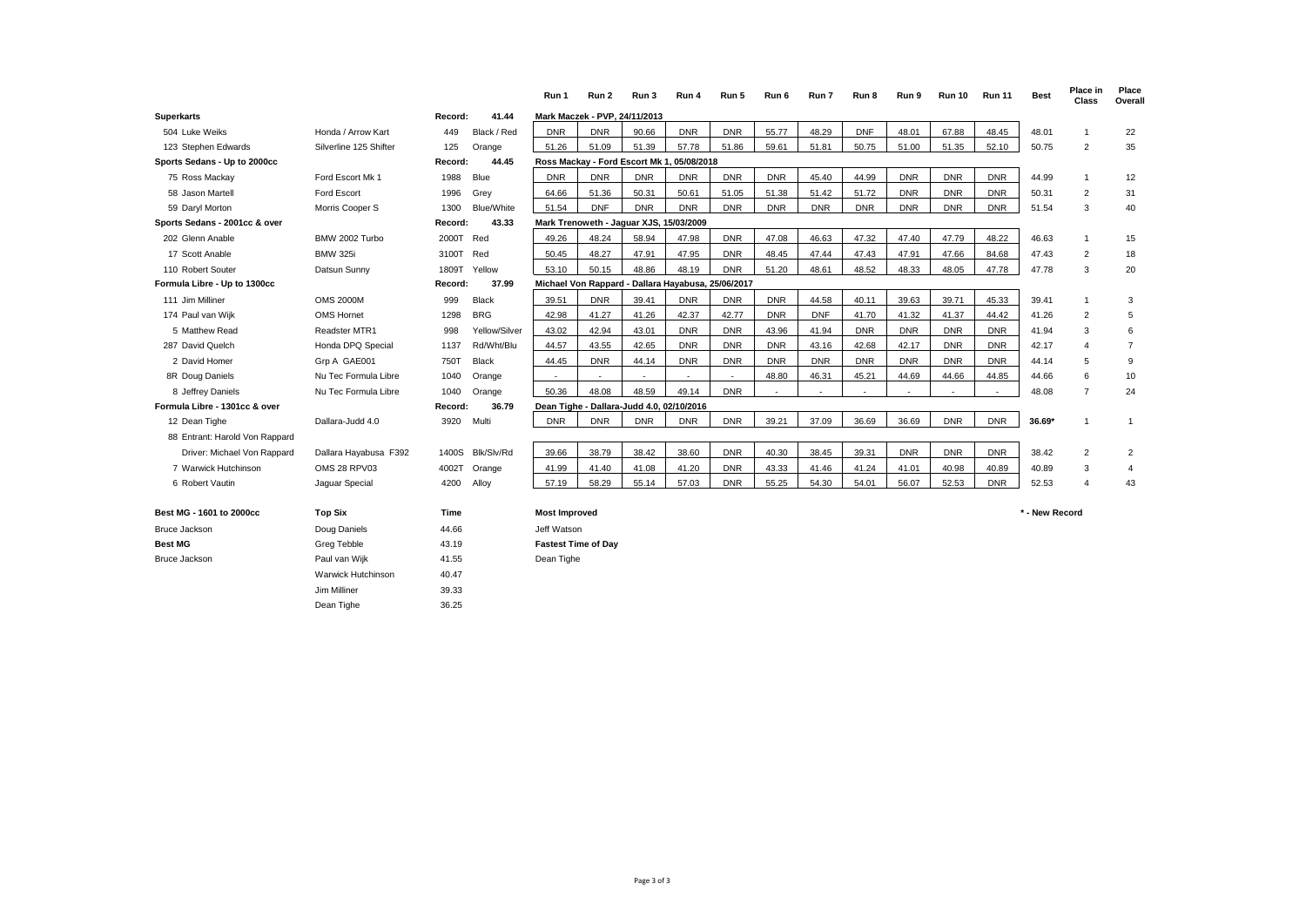| | | | | Run 1 | Run 2 | Run 3 | Run 4 | Run 5 | Run 6 | Run 7 | Run 8 | Run 9 | Run 10 | Run 11 | Best | Place in Class | Place Overall |
|---|---|---|---|---|---|---|---|---|---|---|---|---|---|---|---|---|---|
| **Superkarts** | | **Record:** | **41.44** | **Mark Maczek - PVP, 24/11/2013** | | | | | | | | | | | | | |
| 504 Luke Weiks | Honda / Arrow Kart | 449 | Black / Red | DNR | DNR | 90.66 | DNR | DNR | 55.77 | 48.29 | DNF | 48.01 | 67.88 | 48.45 | 48.01 | 1 | 22 |
| 123 Stephen Edwards | Silverline 125 Shifter | 125 | Orange | 51.26 | 51.09 | 51.39 | 57.78 | 51.86 | 59.61 | 51.81 | 50.75 | 51.00 | 51.35 | 52.10 | 50.75 | 2 | 35 |
| **Sports Sedans - Up to 2000cc** | | **Record:** | **44.45** | **Ross Mackay - Ford Escort Mk 1, 05/08/2018** | | | | | | | | | | | | | |
| 75 Ross Mackay | Ford Escort Mk 1 | 1988 | Blue | DNR | DNR | DNR | DNR | DNR | DNR | 45.40 | 44.99 | DNR | DNR | DNR | 44.99 | 1 | 12 |
| 58 Jason Martell | Ford Escort | 1996 | Grey | 64.66 | 51.36 | 50.31 | 50.61 | 51.05 | 51.38 | 51.42 | 51.72 | DNR | DNR | DNR | 50.31 | 2 | 31 |
| 59 Daryl Morton | Morris Cooper S | 1300 | Blue/White | 51.54 | DNF | DNR | DNR | DNR | DNR | DNR | DNR | DNR | DNR | DNR | 51.54 | 3 | 40 |
| **Sports Sedans - 2001cc & over** | | **Record:** | **43.33** | **Mark Trenoweth - Jaguar XJS, 15/03/2009** | | | | | | | | | | | | | |
| 202 Glenn Anable | BMW 2002 Turbo | 2000T | Red | 49.26 | 48.24 | 58.94 | 47.98 | DNR | 47.08 | 46.63 | 47.32 | 47.40 | 47.79 | 48.22 | 46.63 | 1 | 15 |
| 17 Scott Anable | BMW 325i | 3100T | Red | 50.45 | 48.27 | 47.91 | 47.95 | DNR | 48.45 | 47.44 | 47.43 | 47.91 | 47.66 | 84.68 | 47.43 | 2 | 18 |
| 110 Robert Souter | Datsun Sunny | 1809T | Yellow | 53.10 | 50.15 | 48.86 | 48.19 | DNR | 51.20 | 48.61 | 48.52 | 48.33 | 48.05 | 47.78 | 47.78 | 3 | 20 |
| **Formula Libre - Up to 1300cc** | | **Record:** | **37.99** | **Michael Von Rappard - Dallara Hayabusa, 25/06/2017** | | | | | | | | | | | | | |
| 111 Jim Milliner | OMS 2000M | 999 | Black | 39.51 | DNR | 39.41 | DNR | DNR | DNR | 44.58 | 40.11 | 39.63 | 39.71 | 45.33 | 39.41 | 1 | 3 |
| 174 Paul van Wijk | OMS Hornet | 1298 | BRG | 42.98 | 41.27 | 41.26 | 42.37 | 42.77 | DNR | DNF | 41.70 | 41.32 | 41.37 | 44.42 | 41.26 | 2 | 5 |
| 5 Matthew Read | Readster MTR1 | 998 | Yellow/Silver | 43.02 | 42.94 | 43.01 | DNR | DNR | 43.96 | 41.94 | DNR | DNR | DNR | DNR | 41.94 | 3 | 6 |
| 287 David Quelch | Honda DPQ Special | 1137 | Rd/Wht/Blu | 44.57 | 43.55 | 42.65 | DNR | DNR | DNR | 43.16 | 42.68 | 42.17 | DNR | DNR | 42.17 | 4 | 7 |
| 2 David Homer | Grp A GAE001 | 750T | Black | 44.45 | DNR | 44.14 | DNR | DNR | DNR | DNR | DNR | DNR | DNR | DNR | 44.14 | 5 | 9 |
| 8R Doug Daniels | Nu Tec Formula Libre | 1040 | Orange | - | - | - | - | - | 48.80 | 46.31 | 45.21 | 44.69 | 44.66 | 44.85 | 44.66 | 6 | 10 |
| 8 Jeffrey Daniels | Nu Tec Formula Libre | 1040 | Orange | 50.36 | 48.08 | 48.59 | 49.14 | DNR | - | - | - | - | - | - | 48.08 | 7 | 24 |
| **Formula Libre - 1301cc & over** | | **Record:** | **36.79** | **Dean Tighe - Dallara-Judd 4.0, 02/10/2016** | | | | | | | | | | | | | |
| 12 Dean Tighe | Dallara-Judd 4.0 | 3920 | Multi | DNR | DNR | DNR | DNR | DNR | 39.21 | 37.09 | 36.69 | 36.69 | DNR | DNR | **36.69*** | 1 | 1 |
| 88 Entrant: Harold Von Rappard | | | | | | | | | | | | | | | | | |
| Driver: Michael Von Rappard | Dallara Hayabusa F392 | 1400S | Blk/Slv/Rd | 39.66 | 38.79 | 38.42 | 38.60 | DNR | 40.30 | 38.45 | 39.31 | DNR | DNR | DNR | 38.42 | 2 | 2 |
| 7 Warwick Hutchinson | OMS 28 RPV03 | 4002T | Orange | 41.99 | 41.40 | 41.08 | 41.20 | DNR | 43.33 | 41.46 | 41.24 | 41.01 | 40.98 | 40.89 | 40.89 | 3 | 4 |
| 6 Robert Vautin | Jaguar Special | 4200 | Alloy | 57.19 | 58.29 | 55.14 | 57.03 | DNR | 55.25 | 54.30 | 54.01 | 56.07 | 52.53 | DNR | 52.53 | 4 | 43 |

| | | | |
|---|---|---|---|
| **Best MG - 1601 to 2000cc** | **Top Six** | **Time** | **Most Improved** |
| Bruce Jackson | Doug Daniels | 44.66 | Jeff Watson |
| **Best MG** | Greg Tebble | 43.19 | **Fastest Time of Day** |
| Bruce Jackson | Paul van Wijk | 41.55 | Dean Tighe |
| | Warwick Hutchinson | 40.47 | |
| | Jim Milliner | 39.33 | |
| | Dean Tighe | 36.25 | |

\* - New Record